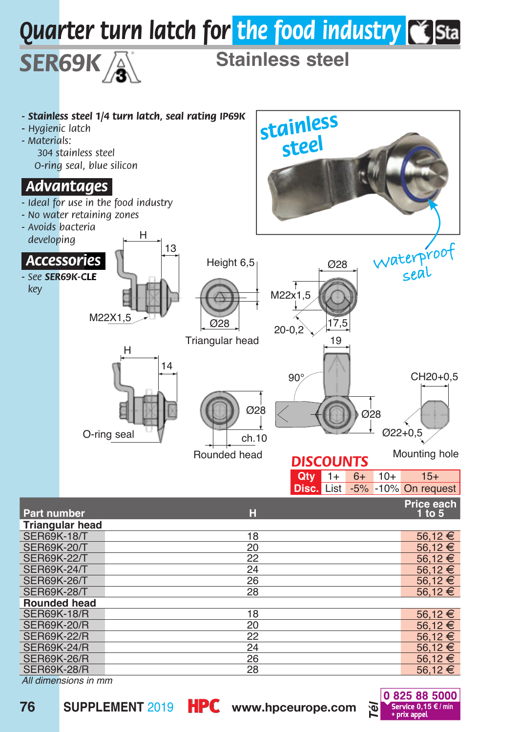# Quarter turn latch for the food industry

## SER69K — Stainless steel

- **Stainless steel 1/4 turn latch, seal rating IP69K**
- Hygienic latch
- Materials:
  - 304 stainless steel
  - O-ring seal, blue silicon

## Advantages

- Ideal for use in the food industry
- No water retaining zones
- Avoids bacteria developing

## Accessories

- See **SER69K-CLE** key

stainless steel

waterproof seal

H 13 M22X1,5 — Height 6,5 Ø28 — Triangular head — Ø28 M22x1,5 20-0,2 17,5

H 14 O-ring seal — Ø28 ch.10 — Rounded head — 19 90° Ø28 — CH20+0,5 Ø22+0,5 — Mounting hole

## DISCOUNTS

| Qty | 1+ | 6+ | 10+ | 15+ |
|---|---|---|---|---|
| Disc. | List | -5% | -10% | On request |

| Part number | H | Price each 1 to 5 |
|---|---|---|
| **Triangular head** | | |
| SER69K-18/T | 18 | 56,12 € |
| SER69K-20/T | 20 | 56,12 € |
| SER69K-22/T | 22 | 56,12 € |
| SER69K-24/T | 24 | 56,12 € |
| SER69K-26/T | 26 | 56,12 € |
| SER69K-28/T | 28 | 56,12 € |
| **Rounded head** | | |
| SER69K-18/R | 18 | 56,12 € |
| SER69K-20/R | 20 | 56,12 € |
| SER69K-22/R | 22 | 56,12 € |
| SER69K-24/R | 24 | 56,12 € |
| SER69K-26/R | 26 | 56,12 € |
| SER69K-28/R | 28 | 56,12 € |

*All dimensions in mm*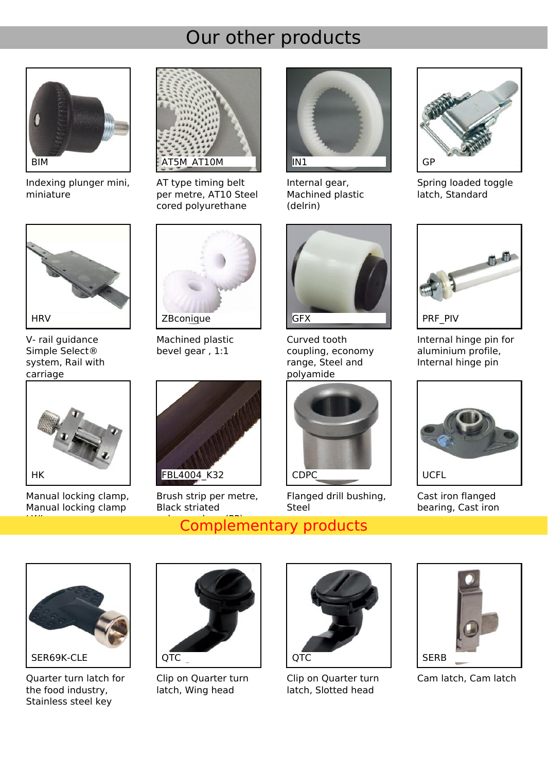# Our other products

BIM

Indexing plunger mini, miniature

AT5M_AT10M

AT type timing belt per metre, AT10 Steel cored polyurethane

IN1

Internal gear, Machined plastic (delrin)

GP

Spring loaded toggle latch, Standard

HRV

V- rail guidance Simple Select® system, Rail with carriage

ZBconique

Machined plastic bevel gear , 1:1

GFX

Curved tooth coupling, economy range, Steel and polyamide

PRF_PIV

Internal hinge pin for aluminium profile, Internal hinge pin

HK

Manual locking clamp, Manual locking clamp

FBL4004_K32

Brush strip per metre, Black striated

CDPC

Flanged drill bushing, Steel

UCFL

Cast iron flanged bearing, Cast iron

# Complementary products

SER69K-CLE

Quarter turn latch for the food industry, Stainless steel key

QTC

Clip on Quarter turn latch, Wing head

QTC

Clip on Quarter turn latch, Slotted head

SERB

Cam latch, Cam latch